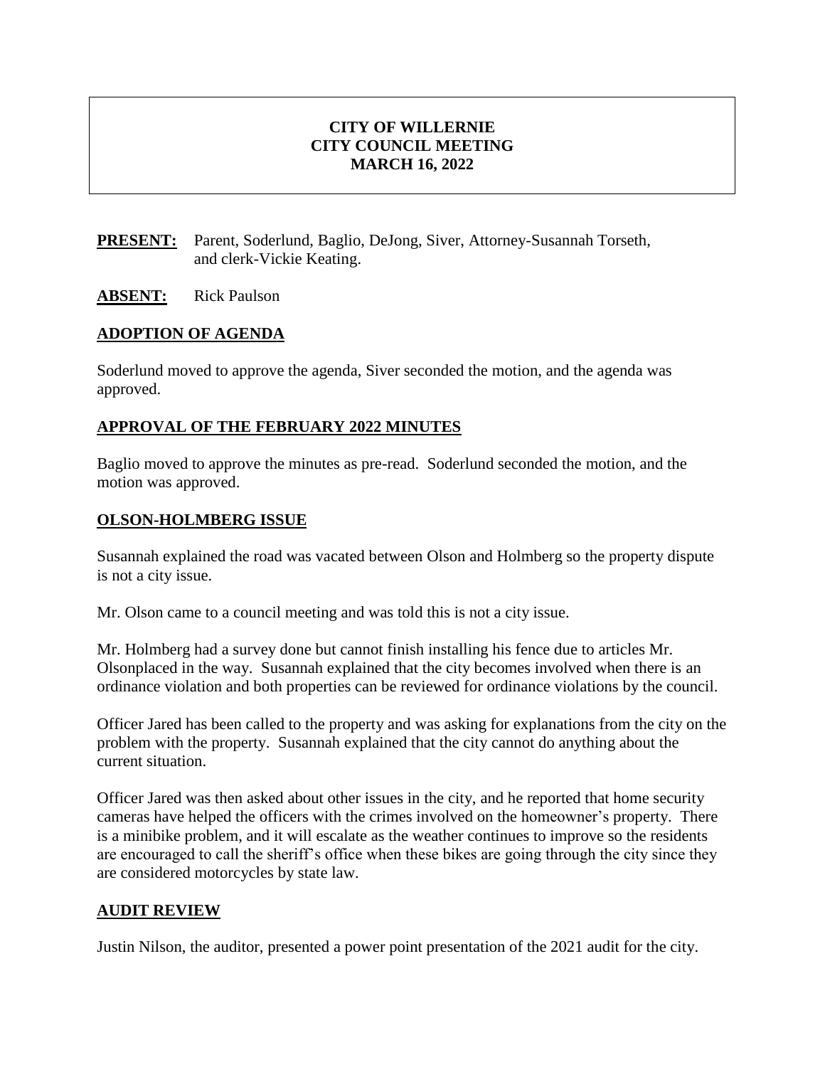# CITY OF WILLERNIE
# CITY COUNCIL MEETING
# MARCH 16, 2022

**PRESENT:** Parent, Soderlund, Baglio, DeJong, Siver, Attorney-Susannah Torseth, and clerk-Vickie Keating.

**ABSENT:** Rick Paulson

## ADOPTION OF AGENDA

Soderlund moved to approve the agenda, Siver seconded the motion, and the agenda was approved.

## APPROVAL OF THE FEBRUARY 2022 MINUTES

Baglio moved to approve the minutes as pre-read. Soderlund seconded the motion, and the motion was approved.

## OLSON-HOLMBERG ISSUE

Susannah explained the road was vacated between Olson and Holmberg so the property dispute is not a city issue.

Mr. Olson came to a council meeting and was told this is not a city issue.

Mr. Holmberg had a survey done but cannot finish installing his fence due to articles Mr. Olsonplaced in the way. Susannah explained that the city becomes involved when there is an ordinance violation and both properties can be reviewed for ordinance violations by the council.

Officer Jared has been called to the property and was asking for explanations from the city on the problem with the property. Susannah explained that the city cannot do anything about the current situation.

Officer Jared was then asked about other issues in the city, and he reported that home security cameras have helped the officers with the crimes involved on the homeowner's property. There is a minibike problem, and it will escalate as the weather continues to improve so the residents are encouraged to call the sheriff's office when these bikes are going through the city since they are considered motorcycles by state law.

## AUDIT REVIEW

Justin Nilson, the auditor, presented a power point presentation of the 2021 audit for the city.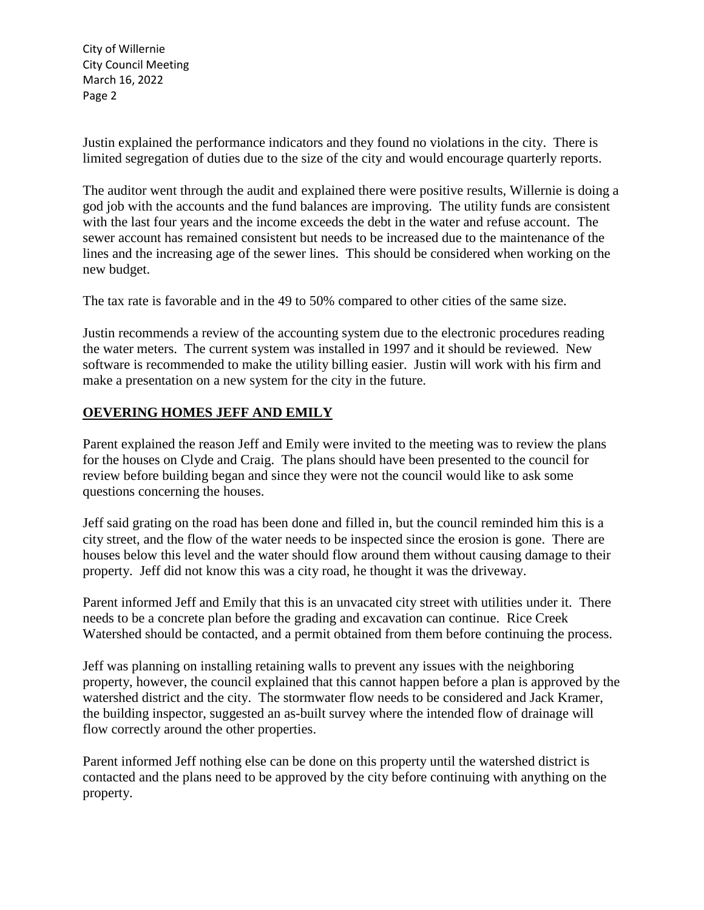Justin explained the performance indicators and they found no violations in the city. There is limited segregation of duties due to the size of the city and would encourage quarterly reports.

The auditor went through the audit and explained there were positive results, Willernie is doing a god job with the accounts and the fund balances are improving. The utility funds are consistent with the last four years and the income exceeds the debt in the water and refuse account. The sewer account has remained consistent but needs to be increased due to the maintenance of the lines and the increasing age of the sewer lines. This should be considered when working on the new budget.

The tax rate is favorable and in the 49 to 50% compared to other cities of the same size.

Justin recommends a review of the accounting system due to the electronic procedures reading the water meters. The current system was installed in 1997 and it should be reviewed. New software is recommended to make the utility billing easier. Justin will work with his firm and make a presentation on a new system for the city in the future.

## **OEVERING HOMES JEFF AND EMILY**

Parent explained the reason Jeff and Emily were invited to the meeting was to review the plans for the houses on Clyde and Craig. The plans should have been presented to the council for review before building began and since they were not the council would like to ask some questions concerning the houses.

Jeff said grating on the road has been done and filled in, but the council reminded him this is a city street, and the flow of the water needs to be inspected since the erosion is gone. There are houses below this level and the water should flow around them without causing damage to their property. Jeff did not know this was a city road, he thought it was the driveway.

Parent informed Jeff and Emily that this is an unvacated city street with utilities under it. There needs to be a concrete plan before the grading and excavation can continue. Rice Creek Watershed should be contacted, and a permit obtained from them before continuing the process.

Jeff was planning on installing retaining walls to prevent any issues with the neighboring property, however, the council explained that this cannot happen before a plan is approved by the watershed district and the city. The stormwater flow needs to be considered and Jack Kramer, the building inspector, suggested an as-built survey where the intended flow of drainage will flow correctly around the other properties.

Parent informed Jeff nothing else can be done on this property until the watershed district is contacted and the plans need to be approved by the city before continuing with anything on the property.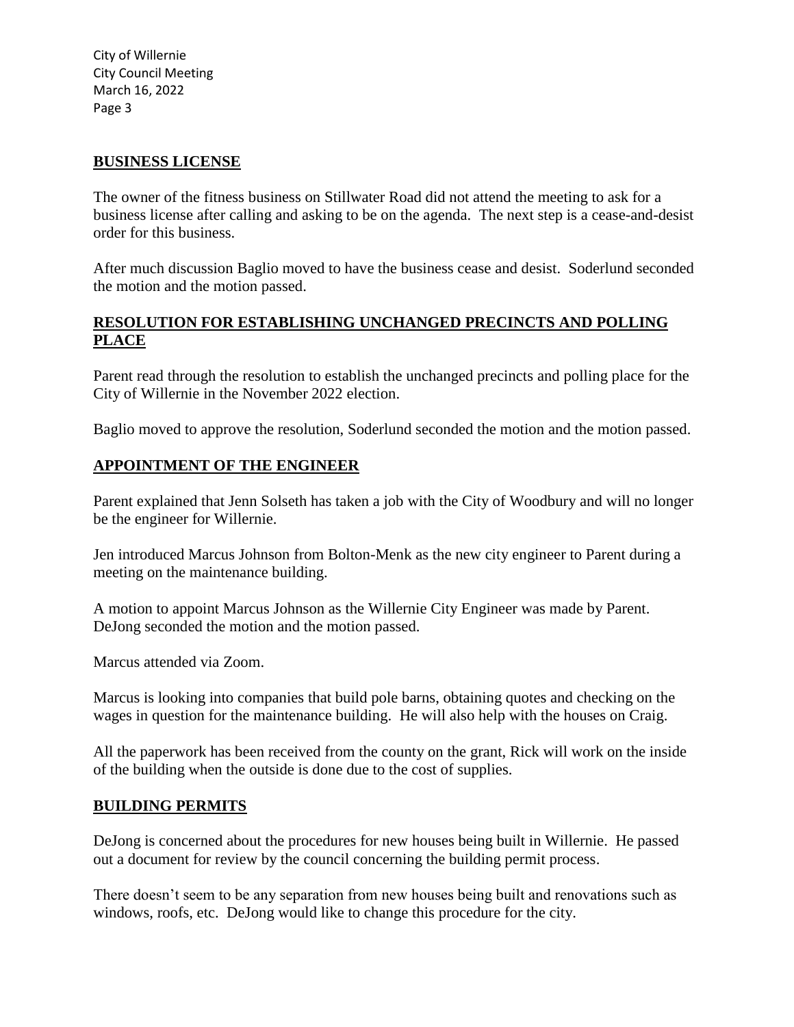## BUSINESS LICENSE

The owner of the fitness business on Stillwater Road did not attend the meeting to ask for a business license after calling and asking to be on the agenda. The next step is a cease-and-desist order for this business.

After much discussion Baglio moved to have the business cease and desist. Soderlund seconded the motion and the motion passed.

## RESOLUTION FOR ESTABLISHING UNCHANGED PRECINCTS AND POLLING PLACE

Parent read through the resolution to establish the unchanged precincts and polling place for the City of Willernie in the November 2022 election.

Baglio moved to approve the resolution, Soderlund seconded the motion and the motion passed.

## APPOINTMENT OF THE ENGINEER

Parent explained that Jenn Solseth has taken a job with the City of Woodbury and will no longer be the engineer for Willernie.

Jen introduced Marcus Johnson from Bolton-Menk as the new city engineer to Parent during a meeting on the maintenance building.

A motion to appoint Marcus Johnson as the Willernie City Engineer was made by Parent. DeJong seconded the motion and the motion passed.

Marcus attended via Zoom.

Marcus is looking into companies that build pole barns, obtaining quotes and checking on the wages in question for the maintenance building. He will also help with the houses on Craig.

All the paperwork has been received from the county on the grant, Rick will work on the inside of the building when the outside is done due to the cost of supplies.

## BUILDING PERMITS

DeJong is concerned about the procedures for new houses being built in Willernie. He passed out a document for review by the council concerning the building permit process.

There doesn't seem to be any separation from new houses being built and renovations such as windows, roofs, etc. DeJong would like to change this procedure for the city.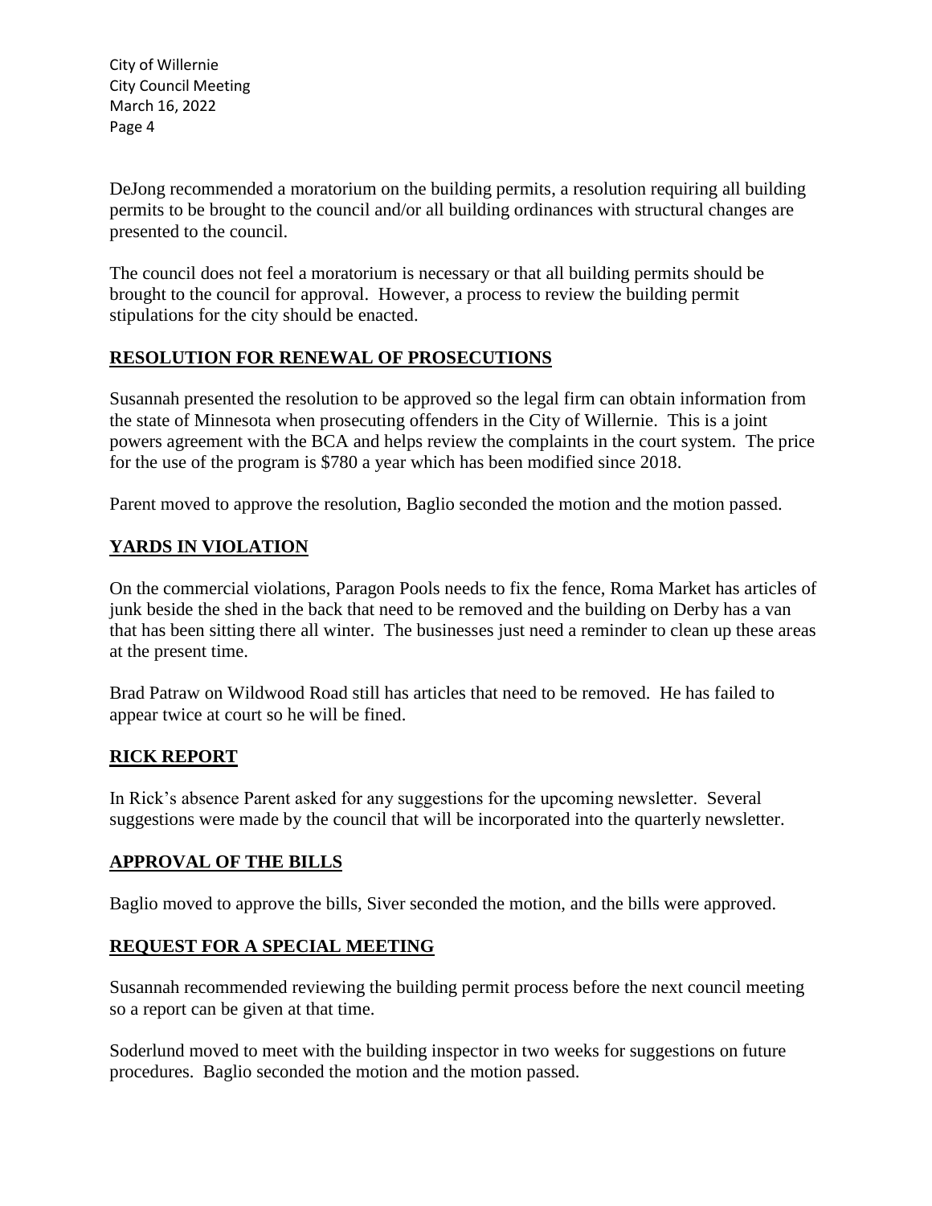DeJong recommended a moratorium on the building permits, a resolution requiring all building permits to be brought to the council and/or all building ordinances with structural changes are presented to the council.

The council does not feel a moratorium is necessary or that all building permits should be brought to the council for approval. However, a process to review the building permit stipulations for the city should be enacted.

## RESOLUTION FOR RENEWAL OF PROSECUTIONS

Susannah presented the resolution to be approved so the legal firm can obtain information from the state of Minnesota when prosecuting offenders in the City of Willernie. This is a joint powers agreement with the BCA and helps review the complaints in the court system. The price for the use of the program is $780 a year which has been modified since 2018.

Parent moved to approve the resolution, Baglio seconded the motion and the motion passed.

## YARDS IN VIOLATION

On the commercial violations, Paragon Pools needs to fix the fence, Roma Market has articles of junk beside the shed in the back that need to be removed and the building on Derby has a van that has been sitting there all winter. The businesses just need a reminder to clean up these areas at the present time.

Brad Patraw on Wildwood Road still has articles that need to be removed. He has failed to appear twice at court so he will be fined.

## RICK REPORT

In Rick's absence Parent asked for any suggestions for the upcoming newsletter. Several suggestions were made by the council that will be incorporated into the quarterly newsletter.

## APPROVAL OF THE BILLS

Baglio moved to approve the bills, Siver seconded the motion, and the bills were approved.

## REQUEST FOR A SPECIAL MEETING

Susannah recommended reviewing the building permit process before the next council meeting so a report can be given at that time.

Soderlund moved to meet with the building inspector in two weeks for suggestions on future procedures. Baglio seconded the motion and the motion passed.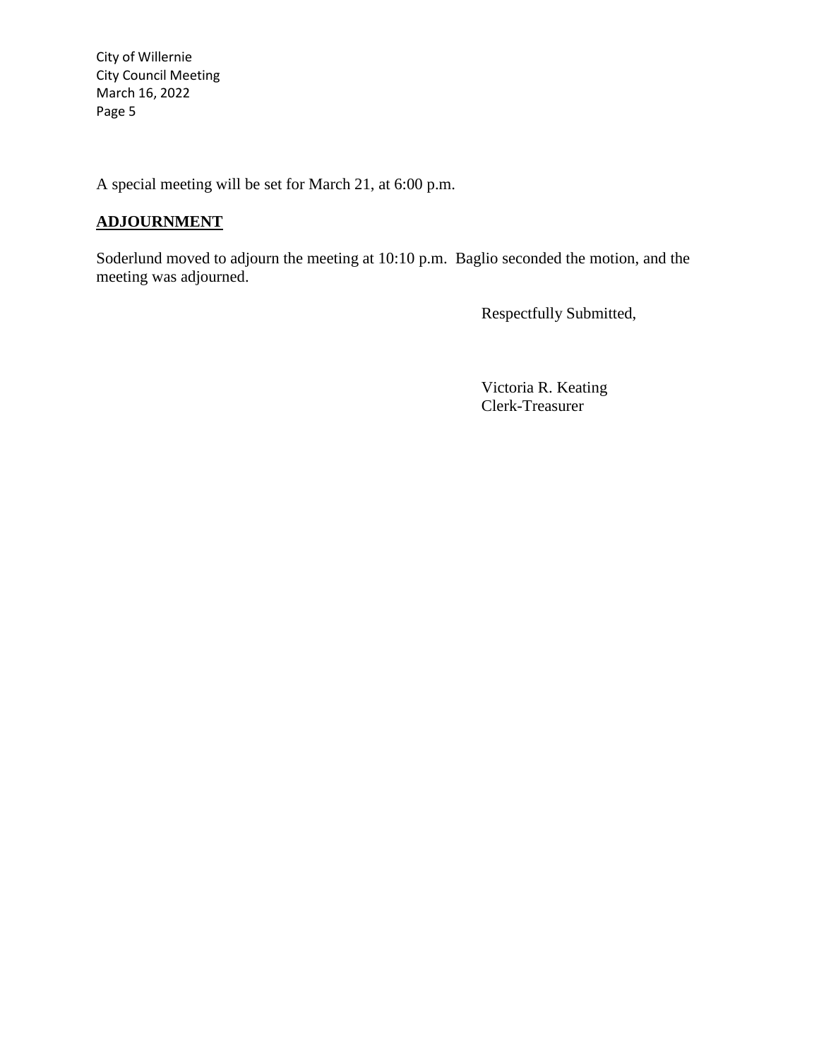A special meeting will be set for March 21, at 6:00 p.m.

**ADJOURNMENT**

Soderlund moved to adjourn the meeting at 10:10 p.m. Baglio seconded the motion, and the meeting was adjourned.

Respectfully Submitted,

Victoria R. Keating
Clerk-Treasurer